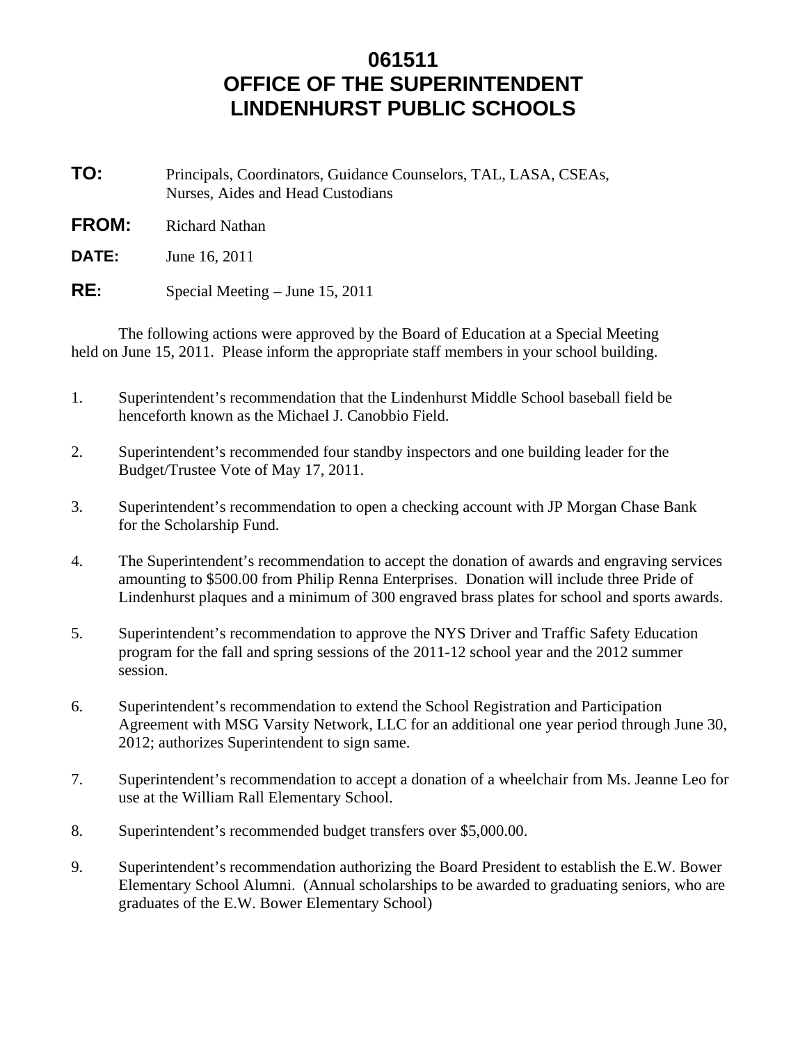# 061511
# OFFICE OF THE SUPERINTENDENT
# LINDENHURST PUBLIC SCHOOLS

**TO:** Principals, Coordinators, Guidance Counselors, TAL, LASA, CSEAs, Nurses, Aides and Head Custodians

**FROM:** Richard Nathan

**DATE:** June 16, 2011

**RE:** Special Meeting – June 15, 2011

The following actions were approved by the Board of Education at a Special Meeting held on June 15, 2011. Please inform the appropriate staff members in your school building.

1. Superintendent's recommendation that the Lindenhurst Middle School baseball field be henceforth known as the Michael J. Canobbio Field.

2. Superintendent's recommended four standby inspectors and one building leader for the Budget/Trustee Vote of May 17, 2011.

3. Superintendent's recommendation to open a checking account with JP Morgan Chase Bank for the Scholarship Fund.

4. The Superintendent's recommendation to accept the donation of awards and engraving services amounting to $500.00 from Philip Renna Enterprises. Donation will include three Pride of Lindenhurst plaques and a minimum of 300 engraved brass plates for school and sports awards.

5. Superintendent's recommendation to approve the NYS Driver and Traffic Safety Education program for the fall and spring sessions of the 2011-12 school year and the 2012 summer session.

6. Superintendent's recommendation to extend the School Registration and Participation Agreement with MSG Varsity Network, LLC for an additional one year period through June 30, 2012; authorizes Superintendent to sign same.

7. Superintendent's recommendation to accept a donation of a wheelchair from Ms. Jeanne Leo for use at the William Rall Elementary School.

8. Superintendent's recommended budget transfers over $5,000.00.

9. Superintendent's recommendation authorizing the Board President to establish the E.W. Bower Elementary School Alumni. (Annual scholarships to be awarded to graduating seniors, who are graduates of the E.W. Bower Elementary School)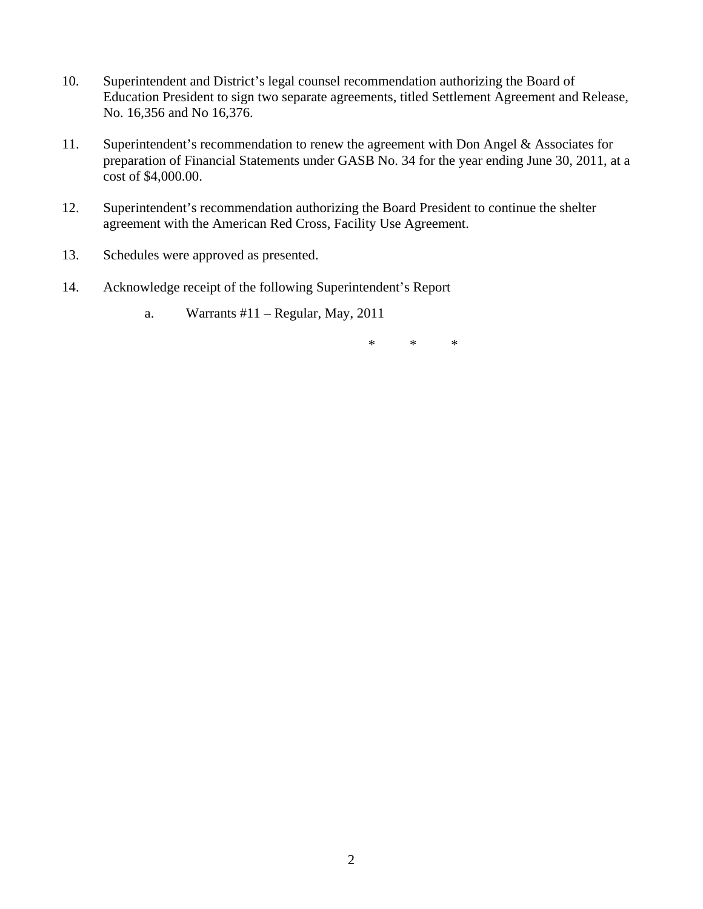10. Superintendent and District’s legal counsel recommendation authorizing the Board of Education President to sign two separate agreements, titled Settlement Agreement and Release, No. 16,356 and No 16,376.

11. Superintendent’s recommendation to renew the agreement with Don Angel & Associates for preparation of Financial Statements under GASB No. 34 for the year ending June 30, 2011, at a cost of $4,000.00.

12. Superintendent’s recommendation authorizing the Board President to continue the shelter agreement with the American Red Cross, Facility Use Agreement.

13. Schedules were approved as presented.

14. Acknowledge receipt of the following Superintendent’s Report

    a. Warrants #11 – Regular, May, 2011

\* \* \*